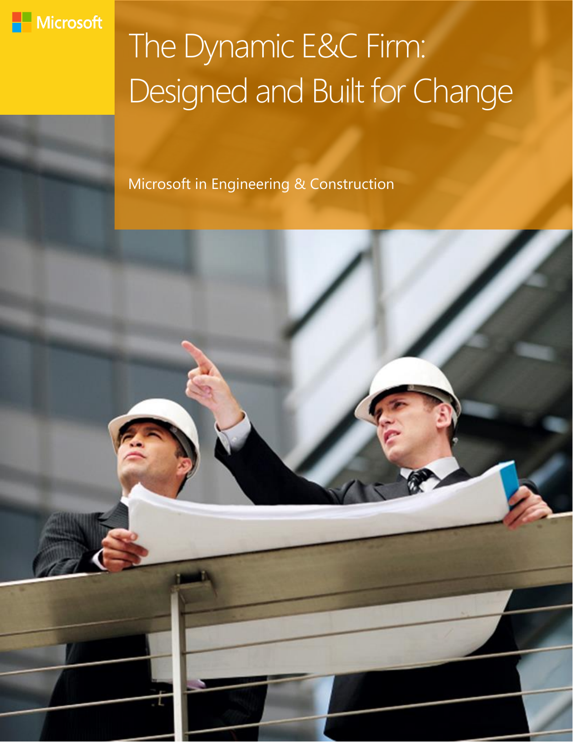Microsoft

# The Dynamic E&C Firm: Designed and Built for Change

Microsoft in Engineering & Construction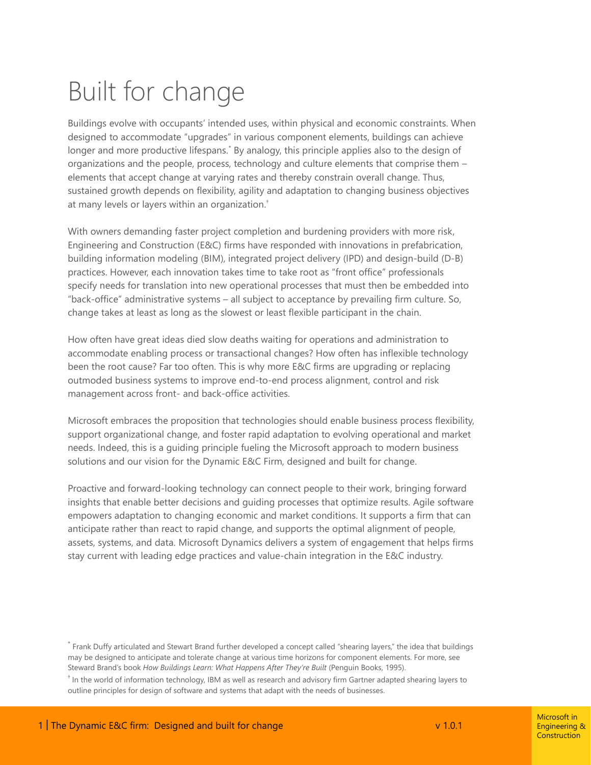# Built for change

Buildings evolve with occupants' intended uses, within physical and economic constraints. When designed to accommodate "upgrades" in various component elements, buildings can achieve longer and more productive lifespans.[*] By analogy, this principle applies also to the design of organizations and the people, process, technology and culture elements that comprise them – elements that accept change at varying rates and thereby constrain overall change. Thus, sustained growth depends on flexibility, agility and adaptation to changing business objectives at many levels or layers within an organization.[†]

With owners demanding faster project completion and burdening providers with more risk, Engineering and Construction (E&C) firms have responded with innovations in prefabrication, building information modeling (BIM), integrated project delivery (IPD) and design-build (D-B) practices. However, each innovation takes time to take root as "front office" professionals specify needs for translation into new operational processes that must then be embedded into "back-office" administrative systems – all subject to acceptance by prevailing firm culture. So, change takes at least as long as the slowest or least flexible participant in the chain.

How often have great ideas died slow deaths waiting for operations and administration to accommodate enabling process or transactional changes? How often has inflexible technology been the root cause? Far too often. This is why more E&C firms are upgrading or replacing outmoded business systems to improve end-to-end process alignment, control and risk management across front- and back-office activities.

Microsoft embraces the proposition that technologies should enable business process flexibility, support organizational change, and foster rapid adaptation to evolving operational and market needs. Indeed, this is a guiding principle fueling the Microsoft approach to modern business solutions and our vision for the Dynamic E&C Firm, designed and built for change.

Proactive and forward-looking technology can connect people to their work, bringing forward insights that enable better decisions and guiding processes that optimize results. Agile software empowers adaptation to changing economic and market conditions. It supports a firm that can anticipate rather than react to rapid change, and supports the optimal alignment of people, assets, systems, and data. Microsoft Dynamics delivers a system of engagement that helps firms stay current with leading edge practices and value-chain integration in the E&C industry.

[*] Frank Duffy articulated and Stewart Brand further developed a concept called "shearing layers," the idea that buildings may be designed to anticipate and tolerate change at various time horizons for component elements. For more, see Steward Brand's book *How Buildings Learn: What Happens After They're Built* (Penguin Books, 1995).

[†] In the world of information technology, IBM as well as research and advisory firm Gartner adapted shearing layers to outline principles for design of software and systems that adapt with the needs of businesses.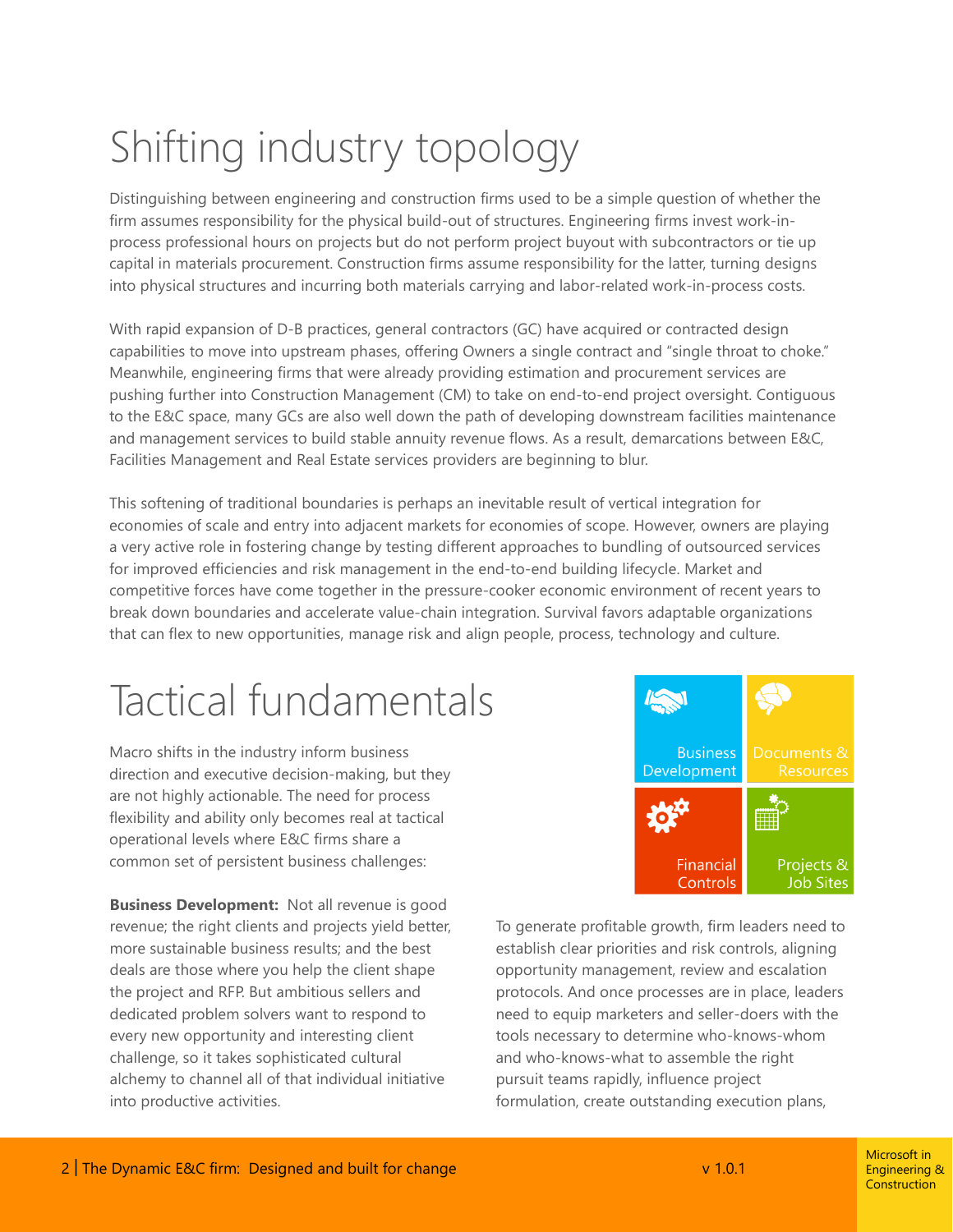# Shifting industry topology

Distinguishing between engineering and construction firms used to be a simple question of whether the firm assumes responsibility for the physical build-out of structures. Engineering firms invest work-in-process professional hours on projects but do not perform project buyout with subcontractors or tie up capital in materials procurement. Construction firms assume responsibility for the latter, turning designs into physical structures and incurring both materials carrying and labor-related work-in-process costs.

With rapid expansion of D-B practices, general contractors (GC) have acquired or contracted design capabilities to move into upstream phases, offering Owners a single contract and "single throat to choke." Meanwhile, engineering firms that were already providing estimation and procurement services are pushing further into Construction Management (CM) to take on end-to-end project oversight. Contiguous to the E&C space, many GCs are also well down the path of developing downstream facilities maintenance and management services to build stable annuity revenue flows. As a result, demarcations between E&C, Facilities Management and Real Estate services providers are beginning to blur.

This softening of traditional boundaries is perhaps an inevitable result of vertical integration for economies of scale and entry into adjacent markets for economies of scope. However, owners are playing a very active role in fostering change by testing different approaches to bundling of outsourced services for improved efficiencies and risk management in the end-to-end building lifecycle. Market and competitive forces have come together in the pressure-cooker economic environment of recent years to break down boundaries and accelerate value-chain integration. Survival favors adaptable organizations that can flex to new opportunities, manage risk and align people, process, technology and culture.

# Tactical fundamentals

Macro shifts in the industry inform business direction and executive decision-making, but they are not highly actionable. The need for process flexibility and ability only becomes real at tactical operational levels where E&C firms share a common set of persistent business challenges:

Business Development | Documents & Resources | Financial Controls | Projects & Job Sites

**Business Development:** Not all revenue is good revenue; the right clients and projects yield better, more sustainable business results; and the best deals are those where you help the client shape the project and RFP. But ambitious sellers and dedicated problem solvers want to respond to every new opportunity and interesting client challenge, so it takes sophisticated cultural alchemy to channel all of that individual initiative into productive activities.

To generate profitable growth, firm leaders need to establish clear priorities and risk controls, aligning opportunity management, review and escalation protocols. And once processes are in place, leaders need to equip marketers and seller-doers with the tools necessary to determine who-knows-whom and who-knows-what to assemble the right pursuit teams rapidly, influence project formulation, create outstanding execution plans,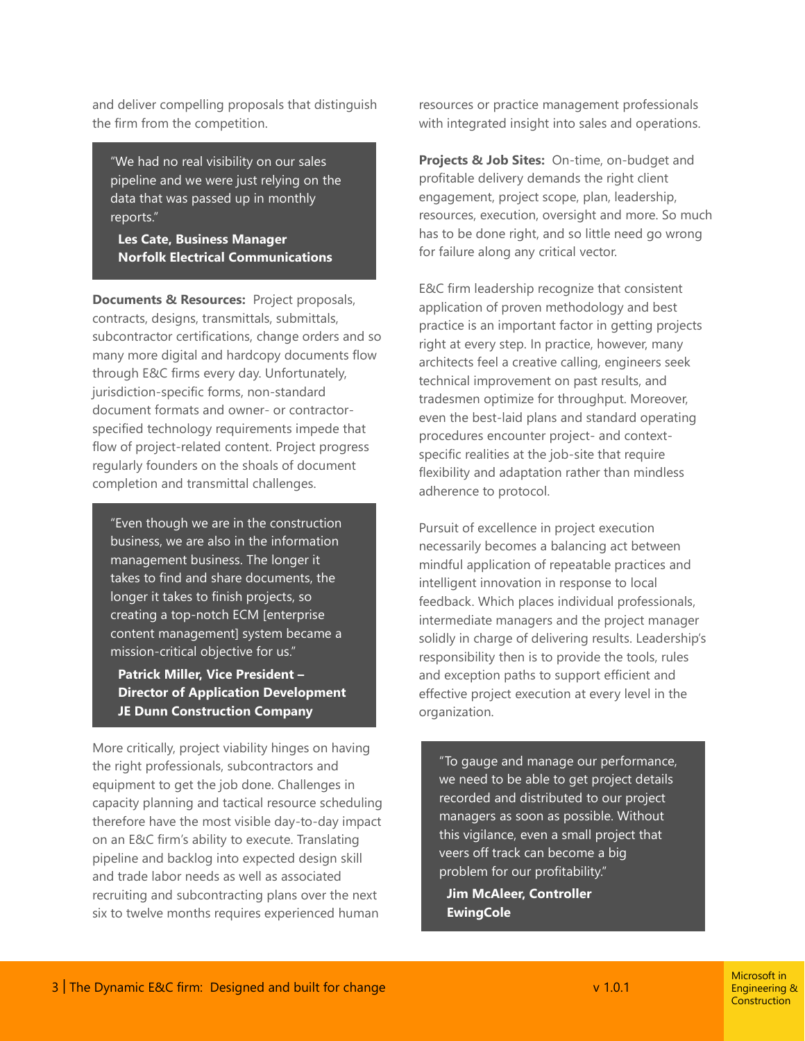and deliver compelling proposals that distinguish the firm from the competition.

> "We had no real visibility on our sales pipeline and we were just relying on the data that was passed up in monthly reports."
>
> **Les Cate, Business Manager**
> **Norfolk Electrical Communications**

**Documents & Resources:** Project proposals, contracts, designs, transmittals, submittals, subcontractor certifications, change orders and so many more digital and hardcopy documents flow through E&C firms every day. Unfortunately, jurisdiction-specific forms, non-standard document formats and owner- or contractor-specified technology requirements impede that flow of project-related content. Project progress regularly founders on the shoals of document completion and transmittal challenges.

> "Even though we are in the construction business, we are also in the information management business. The longer it takes to find and share documents, the longer it takes to finish projects, so creating a top-notch ECM [enterprise content management] system became a mission-critical objective for us."
>
> **Patrick Miller, Vice President – Director of Application Development**
> **JE Dunn Construction Company**

More critically, project viability hinges on having the right professionals, subcontractors and equipment to get the job done. Challenges in capacity planning and tactical resource scheduling therefore have the most visible day-to-day impact on an E&C firm's ability to execute. Translating pipeline and backlog into expected design skill and trade labor needs as well as associated recruiting and subcontracting plans over the next six to twelve months requires experienced human resources or practice management professionals with integrated insight into sales and operations.

**Projects & Job Sites:** On-time, on-budget and profitable delivery demands the right client engagement, project scope, plan, leadership, resources, execution, oversight and more. So much has to be done right, and so little need go wrong for failure along any critical vector.

E&C firm leadership recognize that consistent application of proven methodology and best practice is an important factor in getting projects right at every step. In practice, however, many architects feel a creative calling, engineers seek technical improvement on past results, and tradesmen optimize for throughput. Moreover, even the best-laid plans and standard operating procedures encounter project- and context-specific realities at the job-site that require flexibility and adaptation rather than mindless adherence to protocol.

Pursuit of excellence in project execution necessarily becomes a balancing act between mindful application of repeatable practices and intelligent innovation in response to local feedback. Which places individual professionals, intermediate managers and the project manager solidly in charge of delivering results. Leadership's responsibility then is to provide the tools, rules and exception paths to support efficient and effective project execution at every level in the organization.

> "To gauge and manage our performance, we need to be able to get project details recorded and distributed to our project managers as soon as possible. Without this vigilance, even a small project that veers off track can become a big problem for our profitability."
>
> **Jim McAleer, Controller**
> **EwingCole**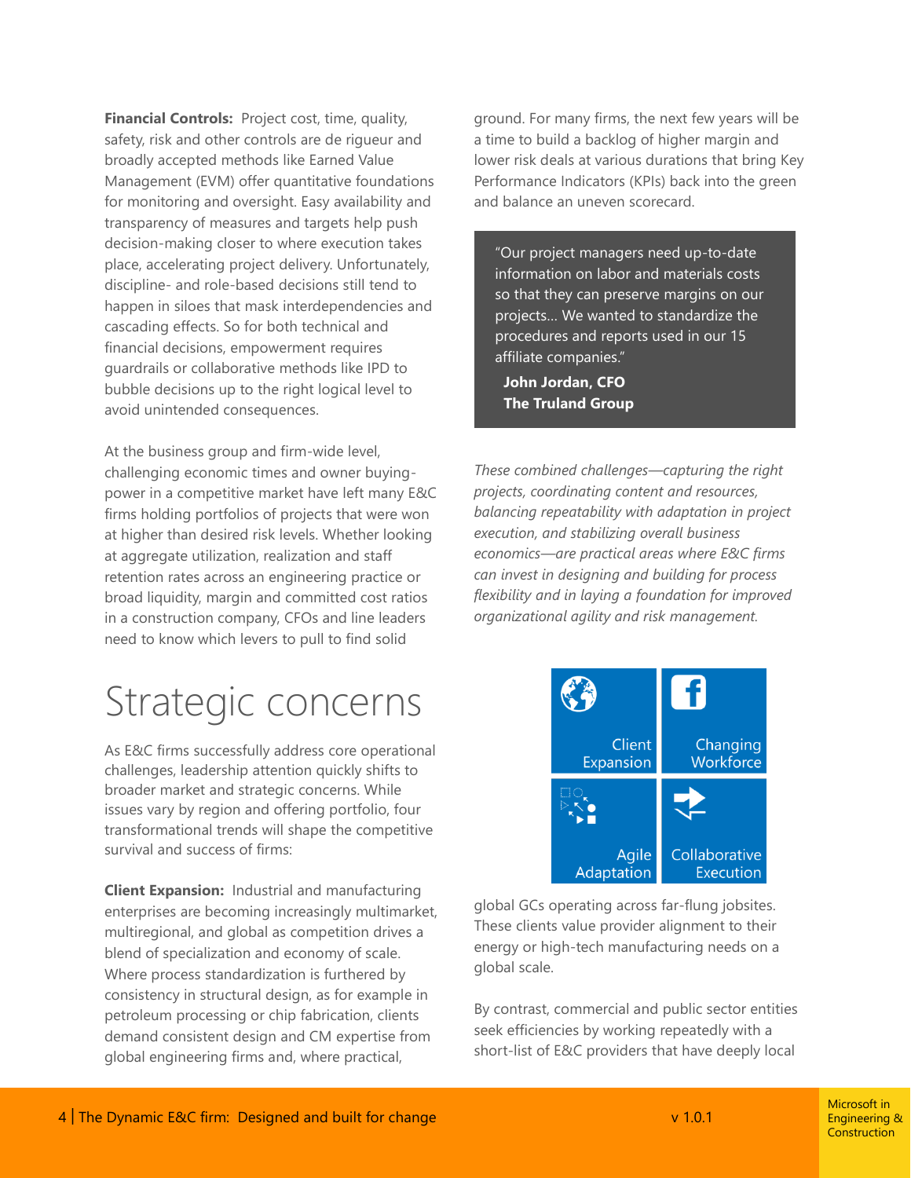**Financial Controls:** Project cost, time, quality, safety, risk and other controls are de rigueur and broadly accepted methods like Earned Value Management (EVM) offer quantitative foundations for monitoring and oversight. Easy availability and transparency of measures and targets help push decision-making closer to where execution takes place, accelerating project delivery. Unfortunately, discipline- and role-based decisions still tend to happen in siloes that mask interdependencies and cascading effects. So for both technical and financial decisions, empowerment requires guardrails or collaborative methods like IPD to bubble decisions up to the right logical level to avoid unintended consequences.

At the business group and firm-wide level, challenging economic times and owner buying-power in a competitive market have left many E&C firms holding portfolios of projects that were won at higher than desired risk levels. Whether looking at aggregate utilization, realization and staff retention rates across an engineering practice or broad liquidity, margin and committed cost ratios in a construction company, CFOs and line leaders need to know which levers to pull to find solid ground. For many firms, the next few years will be a time to build a backlog of higher margin and lower risk deals at various durations that bring Key Performance Indicators (KPIs) back into the green and balance an uneven scorecard.

> "Our project managers need up-to-date information on labor and materials costs so that they can preserve margins on our projects… We wanted to standardize the procedures and reports used in our 15 affiliate companies."
>
> **John Jordan, CFO**
> **The Truland Group**

*These combined challenges—capturing the right projects, coordinating content and resources, balancing repeatability with adaptation in project execution, and stabilizing overall business economics—are practical areas where E&C firms can invest in designing and building for process flexibility and in laying a foundation for improved organizational agility and risk management.*

# Strategic concerns

As E&C firms successfully address core operational challenges, leadership attention quickly shifts to broader market and strategic concerns. While issues vary by region and offering portfolio, four transformational trends will shape the competitive survival and success of firms:

Client Expansion | Changing Workforce | Agile Adaptation | Collaborative Execution

**Client Expansion:** Industrial and manufacturing enterprises are becoming increasingly multimarket, multiregional, and global as competition drives a blend of specialization and economy of scale. Where process standardization is furthered by consistency in structural design, as for example in petroleum processing or chip fabrication, clients demand consistent design and CM expertise from global engineering firms and, where practical, global GCs operating across far-flung jobsites. These clients value provider alignment to their energy or high-tech manufacturing needs on a global scale.

By contrast, commercial and public sector entities seek efficiencies by working repeatedly with a short-list of E&C providers that have deeply local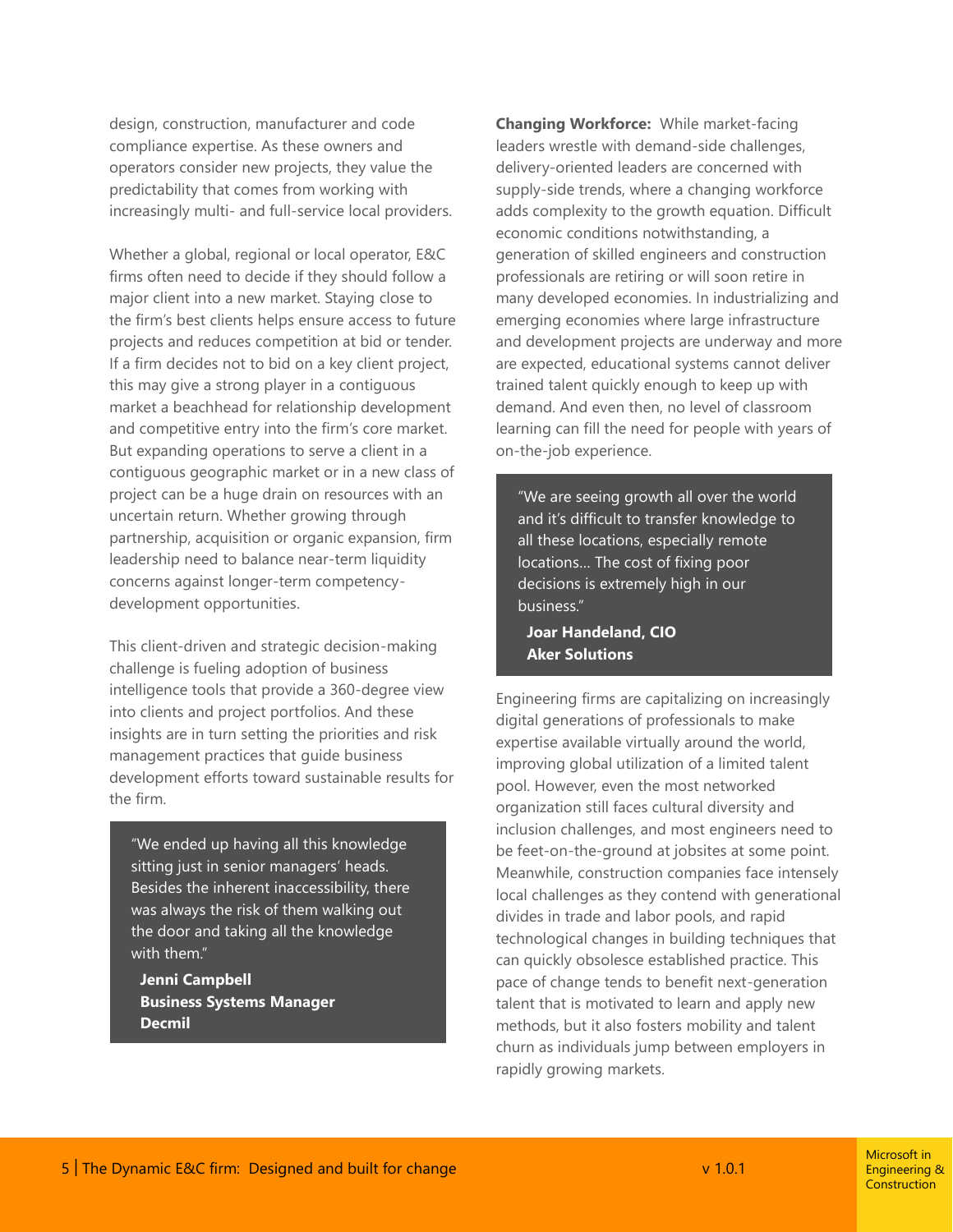design, construction, manufacturer and code compliance expertise. As these owners and operators consider new projects, they value the predictability that comes from working with increasingly multi- and full-service local providers.

Whether a global, regional or local operator, E&C firms often need to decide if they should follow a major client into a new market. Staying close to the firm's best clients helps ensure access to future projects and reduces competition at bid or tender. If a firm decides not to bid on a key client project, this may give a strong player in a contiguous market a beachhead for relationship development and competitive entry into the firm's core market. But expanding operations to serve a client in a contiguous geographic market or in a new class of project can be a huge drain on resources with an uncertain return. Whether growing through partnership, acquisition or organic expansion, firm leadership need to balance near-term liquidity concerns against longer-term competency-development opportunities.

This client-driven and strategic decision-making challenge is fueling adoption of business intelligence tools that provide a 360-degree view into clients and project portfolios. And these insights are in turn setting the priorities and risk management practices that guide business development efforts toward sustainable results for the firm.

> "We ended up having all this knowledge sitting just in senior managers' heads. Besides the inherent inaccessibility, there was always the risk of them walking out the door and taking all the knowledge with them."
>
> **Jenni Campbell**
> **Business Systems Manager**
> **Decmil**

**Changing Workforce:** While market-facing leaders wrestle with demand-side challenges, delivery-oriented leaders are concerned with supply-side trends, where a changing workforce adds complexity to the growth equation. Difficult economic conditions notwithstanding, a generation of skilled engineers and construction professionals are retiring or will soon retire in many developed economies. In industrializing and emerging economies where large infrastructure and development projects are underway and more are expected, educational systems cannot deliver trained talent quickly enough to keep up with demand. And even then, no level of classroom learning can fill the need for people with years of on-the-job experience.

> "We are seeing growth all over the world and it's difficult to transfer knowledge to all these locations, especially remote locations… The cost of fixing poor decisions is extremely high in our business."
>
> **Joar Handeland, CIO**
> **Aker Solutions**

Engineering firms are capitalizing on increasingly digital generations of professionals to make expertise available virtually around the world, improving global utilization of a limited talent pool. However, even the most networked organization still faces cultural diversity and inclusion challenges, and most engineers need to be feet-on-the-ground at jobsites at some point. Meanwhile, construction companies face intensely local challenges as they contend with generational divides in trade and labor pools, and rapid technological changes in building techniques that can quickly obsolesce established practice. This pace of change tends to benefit next-generation talent that is motivated to learn and apply new methods, but it also fosters mobility and talent churn as individuals jump between employers in rapidly growing markets.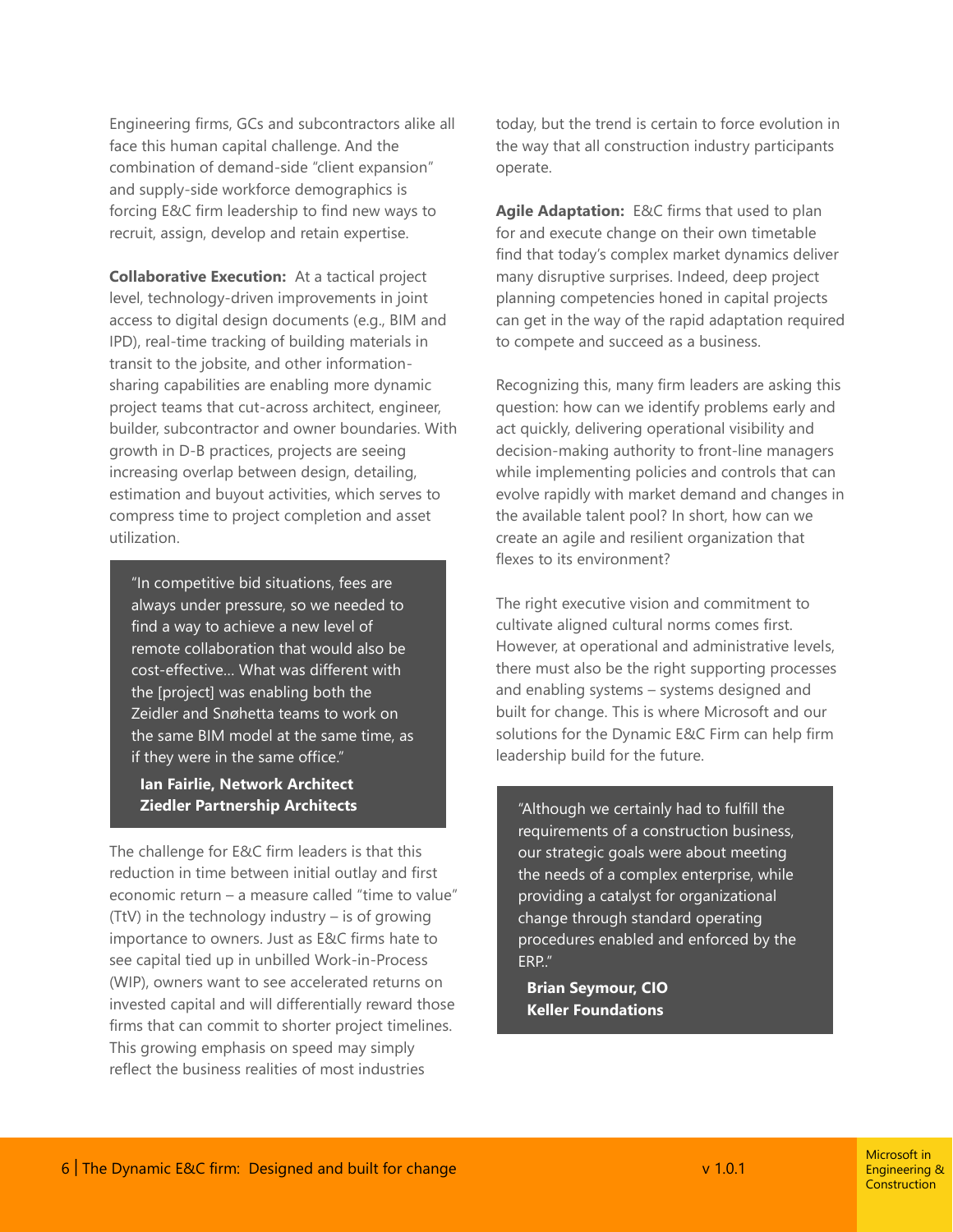Engineering firms, GCs and subcontractors alike all face this human capital challenge. And the combination of demand-side "client expansion" and supply-side workforce demographics is forcing E&C firm leadership to find new ways to recruit, assign, develop and retain expertise.

**Collaborative Execution:** At a tactical project level, technology-driven improvements in joint access to digital design documents (e.g., BIM and IPD), real-time tracking of building materials in transit to the jobsite, and other information-sharing capabilities are enabling more dynamic project teams that cut-across architect, engineer, builder, subcontractor and owner boundaries. With growth in D-B practices, projects are seeing increasing overlap between design, detailing, estimation and buyout activities, which serves to compress time to project completion and asset utilization.

> "In competitive bid situations, fees are always under pressure, so we needed to find a way to achieve a new level of remote collaboration that would also be cost-effective… What was different with the [project] was enabling both the Zeidler and Snøhetta teams to work on the same BIM model at the same time, as if they were in the same office."
>
> **Ian Fairlie, Network Architect**
> **Ziedler Partnership Architects**

The challenge for E&C firm leaders is that this reduction in time between initial outlay and first economic return – a measure called "time to value" (TtV) in the technology industry – is of growing importance to owners. Just as E&C firms hate to see capital tied up in unbilled Work-in-Process (WIP), owners want to see accelerated returns on invested capital and will differentially reward those firms that can commit to shorter project timelines. This growing emphasis on speed may simply reflect the business realities of most industries today, but the trend is certain to force evolution in the way that all construction industry participants operate.

**Agile Adaptation:** E&C firms that used to plan for and execute change on their own timetable find that today's complex market dynamics deliver many disruptive surprises. Indeed, deep project planning competencies honed in capital projects can get in the way of the rapid adaptation required to compete and succeed as a business.

Recognizing this, many firm leaders are asking this question: how can we identify problems early and act quickly, delivering operational visibility and decision-making authority to front-line managers while implementing policies and controls that can evolve rapidly with market demand and changes in the available talent pool? In short, how can we create an agile and resilient organization that flexes to its environment?

The right executive vision and commitment to cultivate aligned cultural norms comes first. However, at operational and administrative levels, there must also be the right supporting processes and enabling systems – systems designed and built for change. This is where Microsoft and our solutions for the Dynamic E&C Firm can help firm leadership build for the future.

> "Although we certainly had to fulfill the requirements of a construction business, our strategic goals were about meeting the needs of a complex enterprise, while providing a catalyst for organizational change through standard operating procedures enabled and enforced by the ERP."
>
> **Brian Seymour, CIO**
> **Keller Foundations**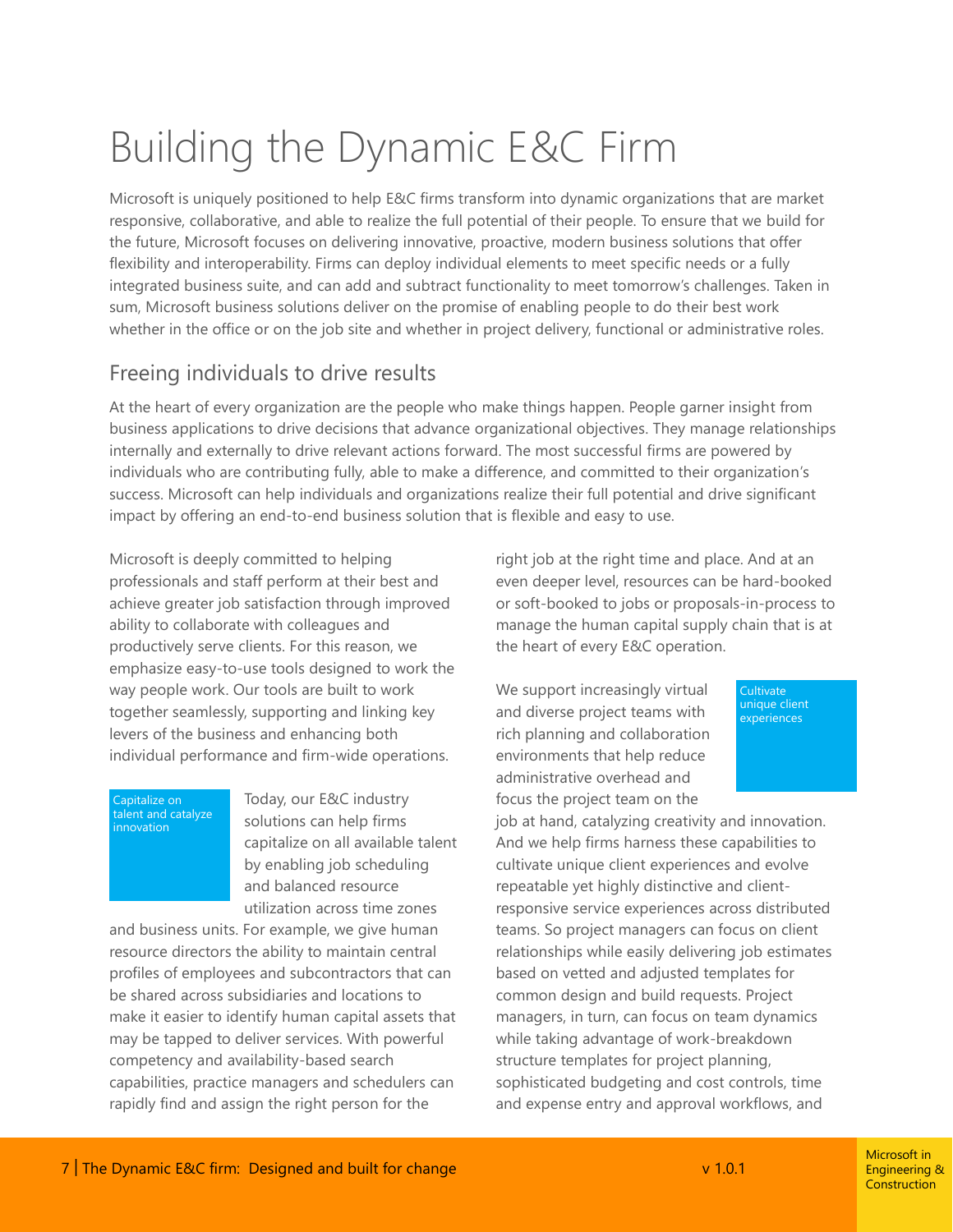# Building the Dynamic E&C Firm

Microsoft is uniquely positioned to help E&C firms transform into dynamic organizations that are market responsive, collaborative, and able to realize the full potential of their people. To ensure that we build for the future, Microsoft focuses on delivering innovative, proactive, modern business solutions that offer flexibility and interoperability. Firms can deploy individual elements to meet specific needs or a fully integrated business suite, and can add and subtract functionality to meet tomorrow's challenges. Taken in sum, Microsoft business solutions deliver on the promise of enabling people to do their best work whether in the office or on the job site and whether in project delivery, functional or administrative roles.

## Freeing individuals to drive results

At the heart of every organization are the people who make things happen. People garner insight from business applications to drive decisions that advance organizational objectives. They manage relationships internally and externally to drive relevant actions forward. The most successful firms are powered by individuals who are contributing fully, able to make a difference, and committed to their organization's success. Microsoft can help individuals and organizations realize their full potential and drive significant impact by offering an end-to-end business solution that is flexible and easy to use.

Microsoft is deeply committed to helping professionals and staff perform at their best and achieve greater job satisfaction through improved ability to collaborate with colleagues and productively serve clients. For this reason, we emphasize easy-to-use tools designed to work the way people work. Our tools are built to work together seamlessly, supporting and linking key levers of the business and enhancing both individual performance and firm-wide operations.

Capitalize on talent and catalyze innovation

Today, our E&C industry solutions can help firms capitalize on all available talent by enabling job scheduling and balanced resource utilization across time zones and business units. For example, we give human resource directors the ability to maintain central profiles of employees and subcontractors that can be shared across subsidiaries and locations to make it easier to identify human capital assets that may be tapped to deliver services. With powerful competency and availability-based search capabilities, practice managers and schedulers can rapidly find and assign the right person for the right job at the right time and place. And at an even deeper level, resources can be hard-booked or soft-booked to jobs or proposals-in-process to manage the human capital supply chain that is at the heart of every E&C operation.

Cultivate unique client experiences

We support increasingly virtual and diverse project teams with rich planning and collaboration environments that help reduce administrative overhead and focus the project team on the job at hand, catalyzing creativity and innovation. And we help firms harness these capabilities to cultivate unique client experiences and evolve repeatable yet highly distinctive and client-responsive service experiences across distributed teams. So project managers can focus on client relationships while easily delivering job estimates based on vetted and adjusted templates for common design and build requests. Project managers, in turn, can focus on team dynamics while taking advantage of work-breakdown structure templates for project planning, sophisticated budgeting and cost controls, time and expense entry and approval workflows, and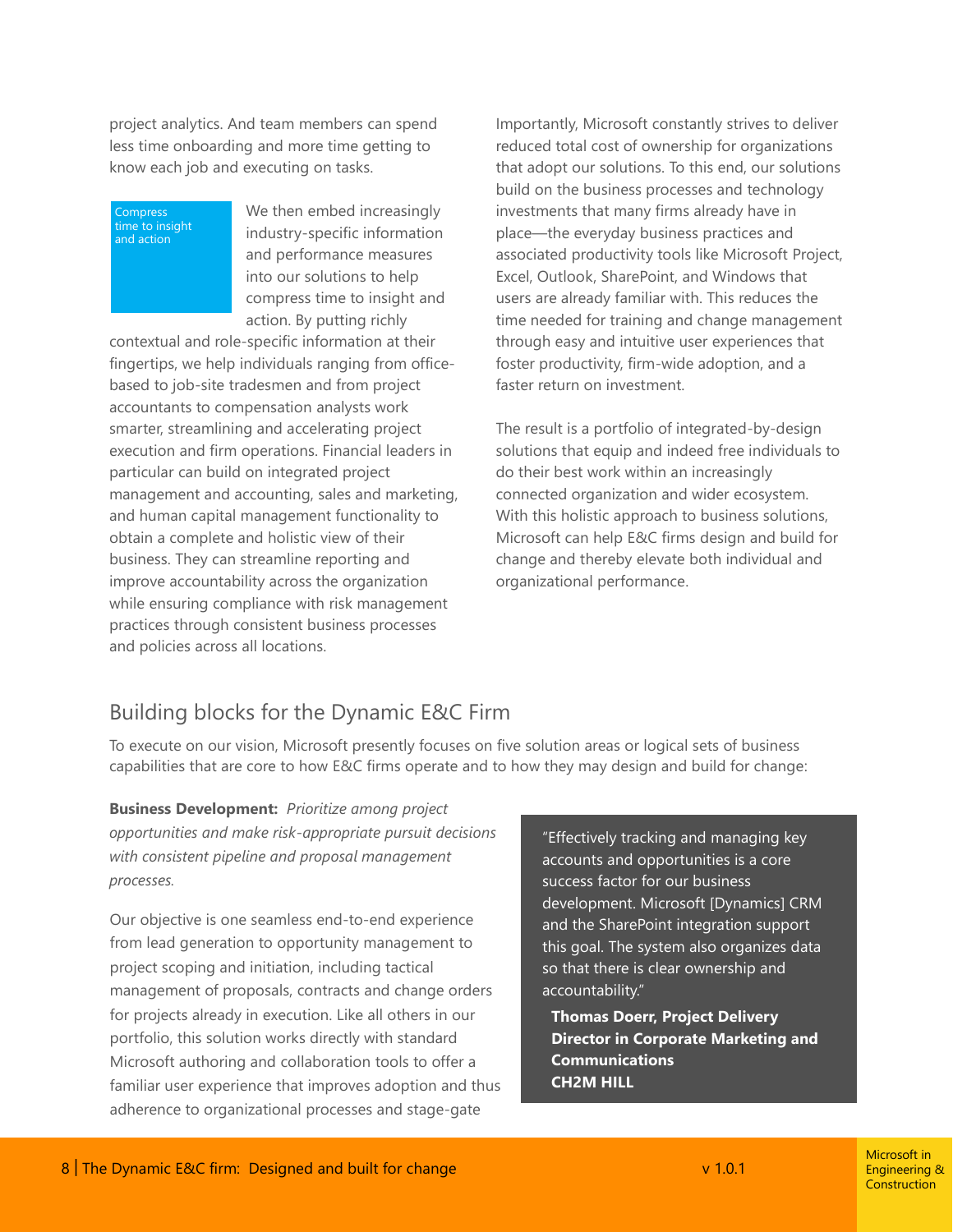project analytics. And team members can spend less time onboarding and more time getting to know each job and executing on tasks.

Compress time to insight and action

We then embed increasingly industry-specific information and performance measures into our solutions to help compress time to insight and action. By putting richly contextual and role-specific information at their fingertips, we help individuals ranging from office-based to job-site tradesmen and from project accountants to compensation analysts work smarter, streamlining and accelerating project execution and firm operations. Financial leaders in particular can build on integrated project management and accounting, sales and marketing, and human capital management functionality to obtain a complete and holistic view of their business. They can streamline reporting and improve accountability across the organization while ensuring compliance with risk management practices through consistent business processes and policies across all locations.

Importantly, Microsoft constantly strives to deliver reduced total cost of ownership for organizations that adopt our solutions. To this end, our solutions build on the business processes and technology investments that many firms already have in place—the everyday business practices and associated productivity tools like Microsoft Project, Excel, Outlook, SharePoint, and Windows that users are already familiar with. This reduces the time needed for training and change management through easy and intuitive user experiences that foster productivity, firm-wide adoption, and a faster return on investment.

The result is a portfolio of integrated-by-design solutions that equip and indeed free individuals to do their best work within an increasingly connected organization and wider ecosystem. With this holistic approach to business solutions, Microsoft can help E&C firms design and build for change and thereby elevate both individual and organizational performance.

## Building blocks for the Dynamic E&C Firm

To execute on our vision, Microsoft presently focuses on five solution areas or logical sets of business capabilities that are core to how E&C firms operate and to how they may design and build for change:

**Business Development:** *Prioritize among project opportunities and make risk-appropriate pursuit decisions with consistent pipeline and proposal management processes.*

Our objective is one seamless end-to-end experience from lead generation to opportunity management to project scoping and initiation, including tactical management of proposals, contracts and change orders for projects already in execution. Like all others in our portfolio, this solution works directly with standard Microsoft authoring and collaboration tools to offer a familiar user experience that improves adoption and thus adherence to organizational processes and stage-gate

> "Effectively tracking and managing key accounts and opportunities is a core success factor for our business development. Microsoft [Dynamics] CRM and the SharePoint integration support this goal. The system also organizes data so that there is clear ownership and accountability."
>
> **Thomas Doerr, Project Delivery Director in Corporate Marketing and Communications**
> **CH2M HILL**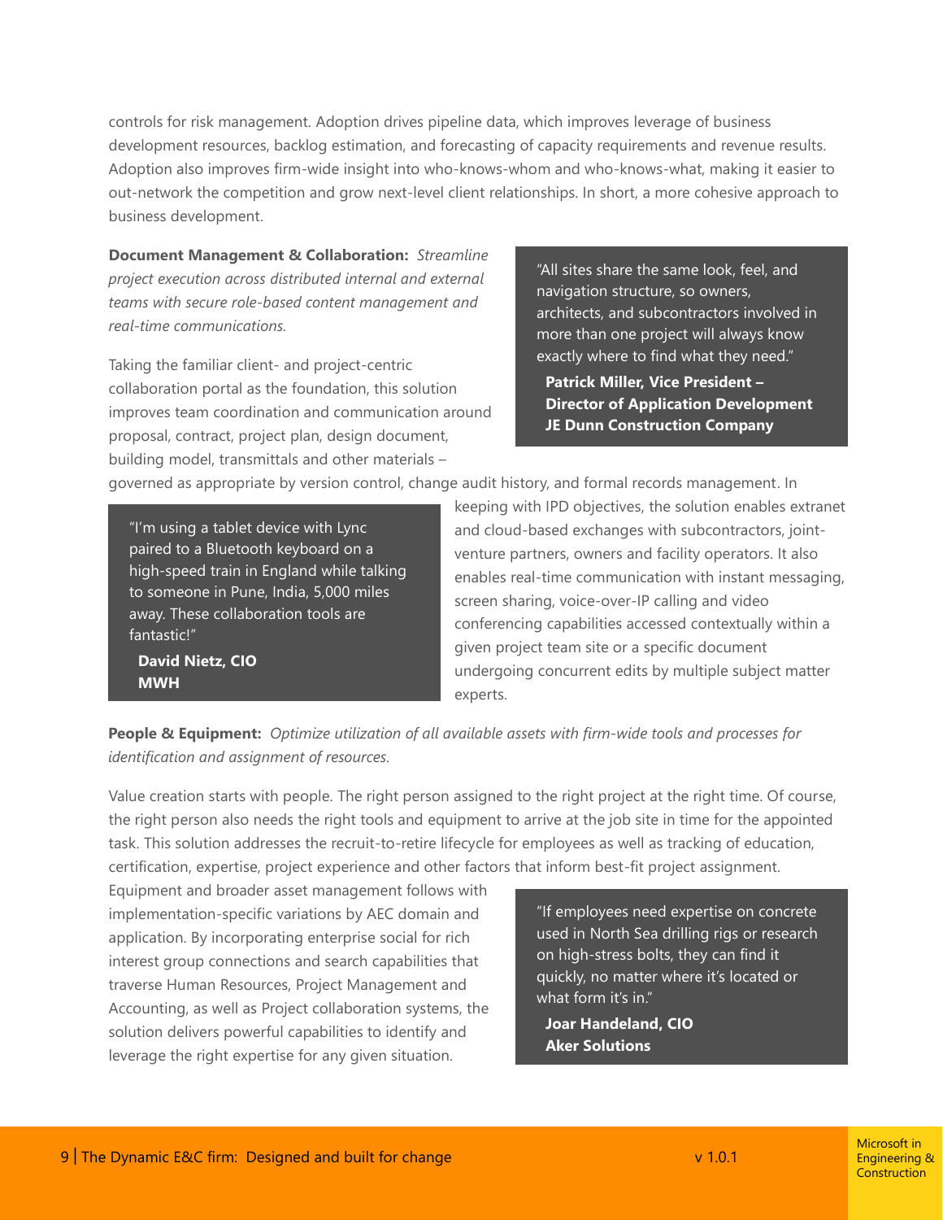controls for risk management. Adoption drives pipeline data, which improves leverage of business development resources, backlog estimation, and forecasting of capacity requirements and revenue results. Adoption also improves firm-wide insight into who-knows-whom and who-knows-what, making it easier to out-network the competition and grow next-level client relationships. In short, a more cohesive approach to business development.

**Document Management & Collaboration:** *Streamline project execution across distributed internal and external teams with secure role-based content management and real-time communications.*

Taking the familiar client- and project-centric collaboration portal as the foundation, this solution improves team coordination and communication around proposal, contract, project plan, design document, building model, transmittals and other materials – governed as appropriate by version control, change audit history, and formal records management. In keeping with IPD objectives, the solution enables extranet and cloud-based exchanges with subcontractors, joint-venture partners, owners and facility operators. It also enables real-time communication with instant messaging, screen sharing, voice-over-IP calling and video conferencing capabilities accessed contextually within a given project team site or a specific document undergoing concurrent edits by multiple subject matter experts.

> "All sites share the same look, feel, and navigation structure, so owners, architects, and subcontractors involved in more than one project will always know exactly where to find what they need."
>
> **Patrick Miller, Vice President – Director of Application Development**
> **JE Dunn Construction Company**

> "I'm using a tablet device with Lync paired to a Bluetooth keyboard on a high-speed train in England while talking to someone in Pune, India, 5,000 miles away. These collaboration tools are fantastic!"
>
> **David Nietz, CIO**
> **MWH**

**People & Equipment:** *Optimize utilization of all available assets with firm-wide tools and processes for identification and assignment of resources.*

Value creation starts with people. The right person assigned to the right project at the right time. Of course, the right person also needs the right tools and equipment to arrive at the job site in time for the appointed task. This solution addresses the recruit-to-retire lifecycle for employees as well as tracking of education, certification, expertise, project experience and other factors that inform best-fit project assignment. Equipment and broader asset management follows with implementation-specific variations by AEC domain and application. By incorporating enterprise social for rich interest group connections and search capabilities that traverse Human Resources, Project Management and Accounting, as well as Project collaboration systems, the solution delivers powerful capabilities to identify and leverage the right expertise for any given situation.

> "If employees need expertise on concrete used in North Sea drilling rigs or research on high-stress bolts, they can find it quickly, no matter where it's located or what form it's in."
>
> **Joar Handeland, CIO**
> **Aker Solutions**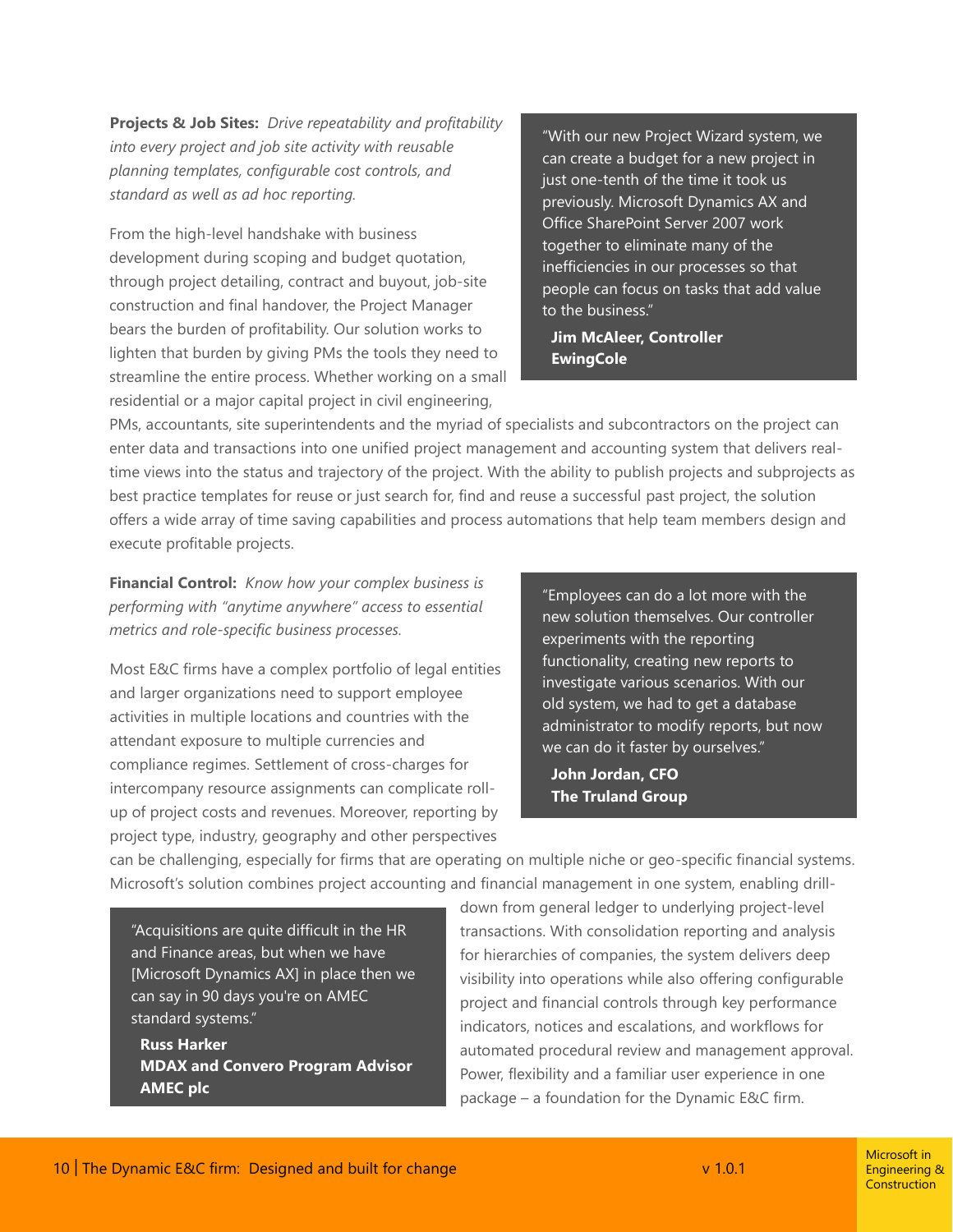**Projects & Job Sites:** *Drive repeatability and profitability into every project and job site activity with reusable planning templates, configurable cost controls, and standard as well as ad hoc reporting.*

> "With our new Project Wizard system, we can create a budget for a new project in just one-tenth of the time it took us previously. Microsoft Dynamics AX and Office SharePoint Server 2007 work together to eliminate many of the inefficiencies in our processes so that people can focus on tasks that add value to the business."
>
> **Jim McAleer, Controller**
> **EwingCole**

From the high-level handshake with business development during scoping and budget quotation, through project detailing, contract and buyout, job-site construction and final handover, the Project Manager bears the burden of profitability. Our solution works to lighten that burden by giving PMs the tools they need to streamline the entire process. Whether working on a small residential or a major capital project in civil engineering, PMs, accountants, site superintendents and the myriad of specialists and subcontractors on the project can enter data and transactions into one unified project management and accounting system that delivers real-time views into the status and trajectory of the project. With the ability to publish projects and subprojects as best practice templates for reuse or just search for, find and reuse a successful past project, the solution offers a wide array of time saving capabilities and process automations that help team members design and execute profitable projects.

**Financial Control:** *Know how your complex business is performing with "anytime anywhere" access to essential metrics and role-specific business processes.*

> "Employees can do a lot more with the new solution themselves. Our controller experiments with the reporting functionality, creating new reports to investigate various scenarios. With our old system, we had to get a database administrator to modify reports, but now we can do it faster by ourselves."
>
> **John Jordan, CFO**
> **The Truland Group**

Most E&C firms have a complex portfolio of legal entities and larger organizations need to support employee activities in multiple locations and countries with the attendant exposure to multiple currencies and compliance regimes. Settlement of cross-charges for intercompany resource assignments can complicate roll-up of project costs and revenues. Moreover, reporting by project type, industry, geography and other perspectives can be challenging, especially for firms that are operating on multiple niche or geo-specific financial systems. Microsoft's solution combines project accounting and financial management in one system, enabling drill-down from general ledger to underlying project-level transactions. With consolidation reporting and analysis for hierarchies of companies, the system delivers deep visibility into operations while also offering configurable project and financial controls through key performance indicators, notices and escalations, and workflows for automated procedural review and management approval. Power, flexibility and a familiar user experience in one package – a foundation for the Dynamic E&C firm.

> "Acquisitions are quite difficult in the HR and Finance areas, but when we have [Microsoft Dynamics AX] in place then we can say in 90 days you're on AMEC standard systems."
>
> **Russ Harker**
> **MDAX and Convero Program Advisor**
> **AMEC plc**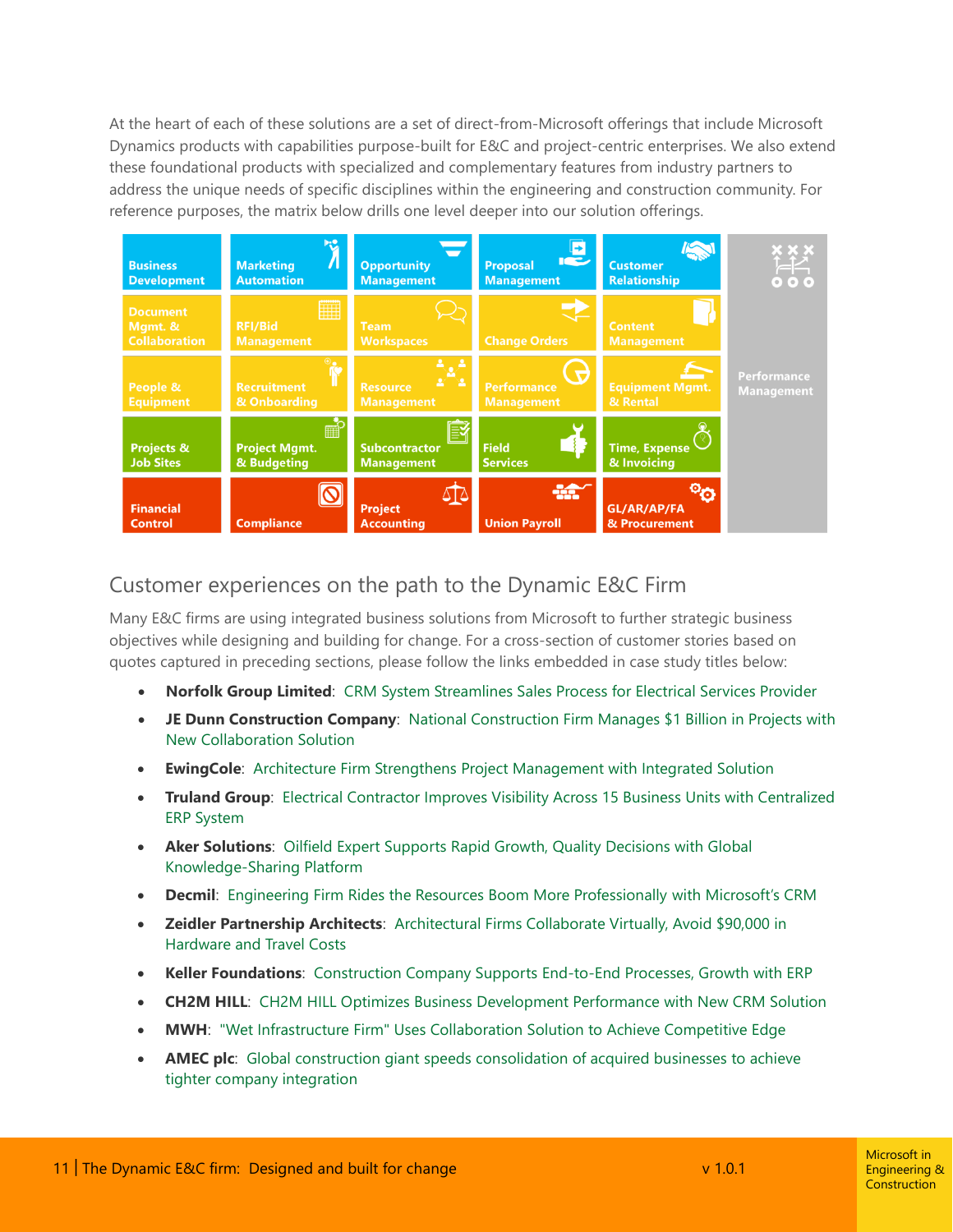At the heart of each of these solutions are a set of direct-from-Microsoft offerings that include Microsoft Dynamics products with capabilities purpose-built for E&C and project-centric enterprises. We also extend these foundational products with specialized and complementary features from industry partners to address the unique needs of specific disciplines within the engineering and construction community. For reference purposes, the matrix below drills one level deeper into our solution offerings.

| | | | | | |
|---|---|---|---|---|---|
| Business Development | Marketing Automation | Opportunity Management | Proposal Management | Customer Relationship | Performance Management |
| Document Mgmt. & Collaboration | RFI/Bid Management | Team Workspaces | Change Orders | Content Management | |
| People & Equipment | Recruitment & Onboarding | Resource Management | Performance Management | Equipment Mgmt. & Rental | |
| Projects & Job Sites | Project Mgmt. & Budgeting | Subcontractor Management | Field Services | Time, Expense & Invoicing | |
| Financial Control | Compliance | Project Accounting | Union Payroll | GL/AR/AP/FA & Procurement | |

## Customer experiences on the path to the Dynamic E&C Firm

Many E&C firms are using integrated business solutions from Microsoft to further strategic business objectives while designing and building for change. For a cross-section of customer stories based on quotes captured in preceding sections, please follow the links embedded in case study titles below:

- **Norfolk Group Limited**: CRM System Streamlines Sales Process for Electrical Services Provider
- **JE Dunn Construction Company**: National Construction Firm Manages $1 Billion in Projects with New Collaboration Solution
- **EwingCole**: Architecture Firm Strengthens Project Management with Integrated Solution
- **Truland Group**: Electrical Contractor Improves Visibility Across 15 Business Units with Centralized ERP System
- **Aker Solutions**: Oilfield Expert Supports Rapid Growth, Quality Decisions with Global Knowledge-Sharing Platform
- **Decmil**: Engineering Firm Rides the Resources Boom More Professionally with Microsoft's CRM
- **Zeidler Partnership Architects**: Architectural Firms Collaborate Virtually, Avoid $90,000 in Hardware and Travel Costs
- **Keller Foundations**: Construction Company Supports End-to-End Processes, Growth with ERP
- **CH2M HILL**: CH2M HILL Optimizes Business Development Performance with New CRM Solution
- **MWH**: "Wet Infrastructure Firm" Uses Collaboration Solution to Achieve Competitive Edge
- **AMEC plc**: Global construction giant speeds consolidation of acquired businesses to achieve tighter company integration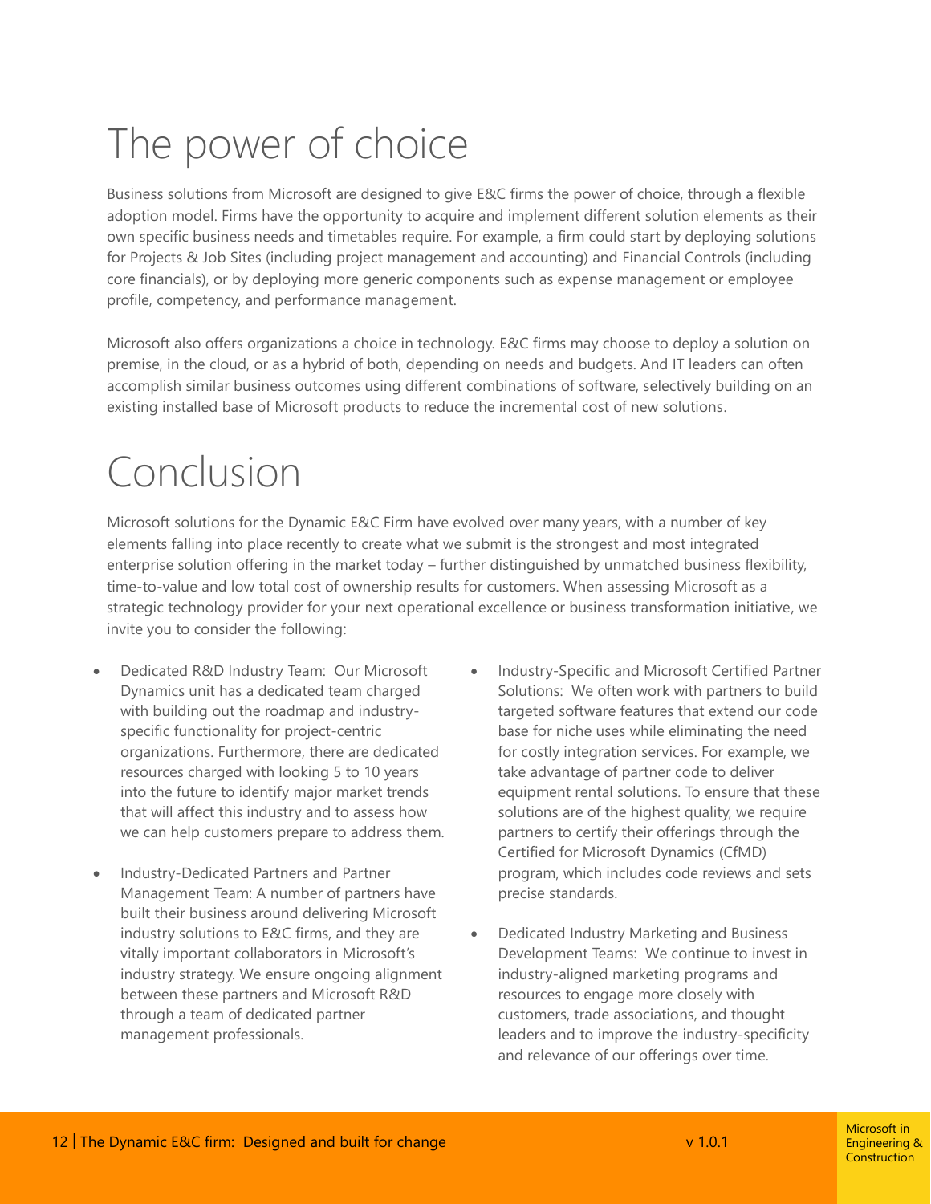# The power of choice

Business solutions from Microsoft are designed to give E&C firms the power of choice, through a flexible adoption model. Firms have the opportunity to acquire and implement different solution elements as their own specific business needs and timetables require. For example, a firm could start by deploying solutions for Projects & Job Sites (including project management and accounting) and Financial Controls (including core financials), or by deploying more generic components such as expense management or employee profile, competency, and performance management.

Microsoft also offers organizations a choice in technology. E&C firms may choose to deploy a solution on premise, in the cloud, or as a hybrid of both, depending on needs and budgets. And IT leaders can often accomplish similar business outcomes using different combinations of software, selectively building on an existing installed base of Microsoft products to reduce the incremental cost of new solutions.

# Conclusion

Microsoft solutions for the Dynamic E&C Firm have evolved over many years, with a number of key elements falling into place recently to create what we submit is the strongest and most integrated enterprise solution offering in the market today – further distinguished by unmatched business flexibility, time-to-value and low total cost of ownership results for customers. When assessing Microsoft as a strategic technology provider for your next operational excellence or business transformation initiative, we invite you to consider the following:

- Dedicated R&D Industry Team: Our Microsoft Dynamics unit has a dedicated team charged with building out the roadmap and industry-specific functionality for project-centric organizations. Furthermore, there are dedicated resources charged with looking 5 to 10 years into the future to identify major market trends that will affect this industry and to assess how we can help customers prepare to address them.
- Industry-Dedicated Partners and Partner Management Team: A number of partners have built their business around delivering Microsoft industry solutions to E&C firms, and they are vitally important collaborators in Microsoft's industry strategy. We ensure ongoing alignment between these partners and Microsoft R&D through a team of dedicated partner management professionals.
- Industry-Specific and Microsoft Certified Partner Solutions: We often work with partners to build targeted software features that extend our code base for niche uses while eliminating the need for costly integration services. For example, we take advantage of partner code to deliver equipment rental solutions. To ensure that these solutions are of the highest quality, we require partners to certify their offerings through the Certified for Microsoft Dynamics (CfMD) program, which includes code reviews and sets precise standards.
- Dedicated Industry Marketing and Business Development Teams: We continue to invest in industry-aligned marketing programs and resources to engage more closely with customers, trade associations, and thought leaders and to improve the industry-specificity and relevance of our offerings over time.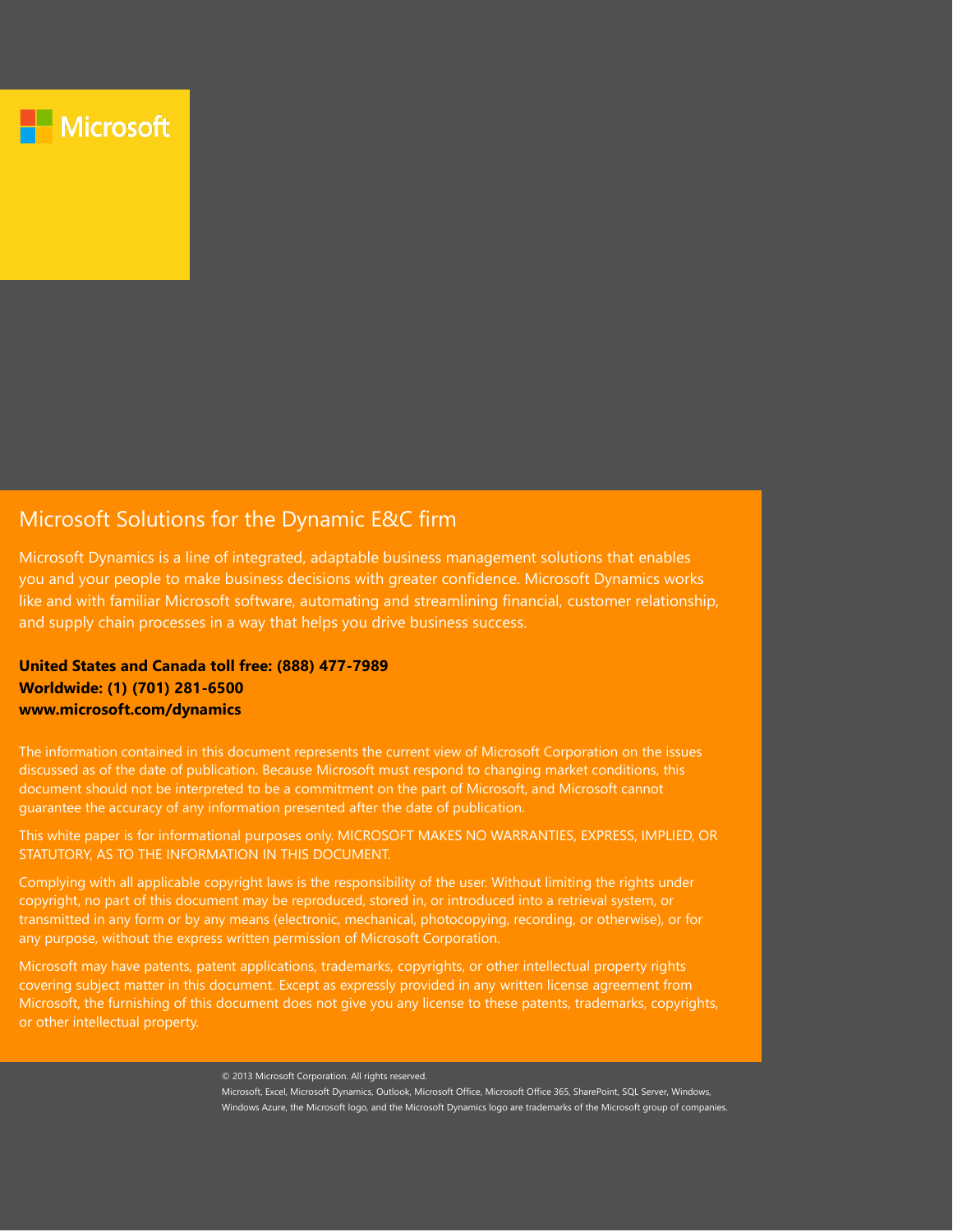Microsoft

## Microsoft Solutions for the Dynamic E&C firm

Microsoft Dynamics is a line of integrated, adaptable business management solutions that enables you and your people to make business decisions with greater confidence. Microsoft Dynamics works like and with familiar Microsoft software, automating and streamlining financial, customer relationship, and supply chain processes in a way that helps you drive business success.

**United States and Canada toll free: (888) 477-7989**
**Worldwide: (1) (701) 281-6500**
**www.microsoft.com/dynamics**

The information contained in this document represents the current view of Microsoft Corporation on the issues discussed as of the date of publication. Because Microsoft must respond to changing market conditions, this document should not be interpreted to be a commitment on the part of Microsoft, and Microsoft cannot guarantee the accuracy of any information presented after the date of publication.

This white paper is for informational purposes only. MICROSOFT MAKES NO WARRANTIES, EXPRESS, IMPLIED, OR STATUTORY, AS TO THE INFORMATION IN THIS DOCUMENT.

Complying with all applicable copyright laws is the responsibility of the user. Without limiting the rights under copyright, no part of this document may be reproduced, stored in, or introduced into a retrieval system, or transmitted in any form or by any means (electronic, mechanical, photocopying, recording, or otherwise), or for any purpose, without the express written permission of Microsoft Corporation.

Microsoft may have patents, patent applications, trademarks, copyrights, or other intellectual property rights covering subject matter in this document. Except as expressly provided in any written license agreement from Microsoft, the furnishing of this document does not give you any license to these patents, trademarks, copyrights, or other intellectual property.

© 2013 Microsoft Corporation. All rights reserved.
Microsoft, Excel, Microsoft Dynamics, Outlook, Microsoft Office, Microsoft Office 365, SharePoint, SQL Server, Windows, Windows Azure, the Microsoft logo, and the Microsoft Dynamics logo are trademarks of the Microsoft group of companies.